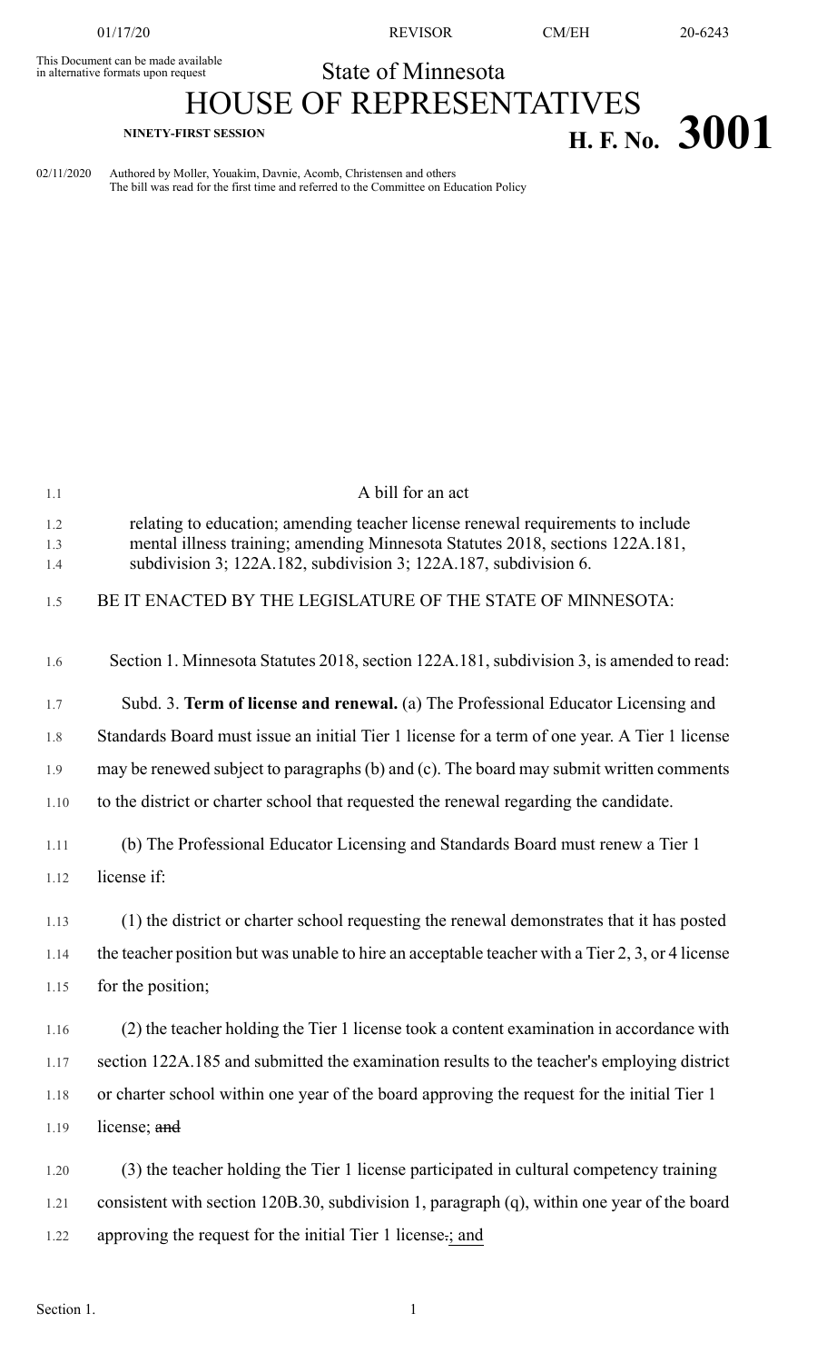This Document can be made available in alternative formats upon request

State of Minnesota

# HOUSE OF REPRESENTATIVES

**NINETY-FIRST SESSION**

# H. F. No. 3001

02/11/2020 Authored by Moller, Youakim, Davnie, Acomb, Christensen and others
The bill was read for the first time and referred to the Committee on Education Policy

A bill for an act

relating to education; amending teacher license renewal requirements to include mental illness training; amending Minnesota Statutes 2018, sections 122A.181, subdivision 3; 122A.182, subdivision 3; 122A.187, subdivision 6.

BE IT ENACTED BY THE LEGISLATURE OF THE STATE OF MINNESOTA:

Section 1. Minnesota Statutes 2018, section 122A.181, subdivision 3, is amended to read:

Subd. 3. **Term of license and renewal.** (a) The Professional Educator Licensing and Standards Board must issue an initial Tier 1 license for a term of one year. A Tier 1 license may be renewed subject to paragraphs (b) and (c). The board may submit written comments to the district or charter school that requested the renewal regarding the candidate.

(b) The Professional Educator Licensing and Standards Board must renew a Tier 1 license if:

(1) the district or charter school requesting the renewal demonstrates that it has posted the teacher position but was unable to hire an acceptable teacher with a Tier 2, 3, or 4 license for the position;

(2) the teacher holding the Tier 1 license took a content examination in accordance with section 122A.185 and submitted the examination results to the teacher's employing district or charter school within one year of the board approving the request for the initial Tier 1 license; ~~and~~

(3) the teacher holding the Tier 1 license participated in cultural competency training consistent with section 120B.30, subdivision 1, paragraph (q), within one year of the board approving the request for the initial Tier 1 license~~.~~; and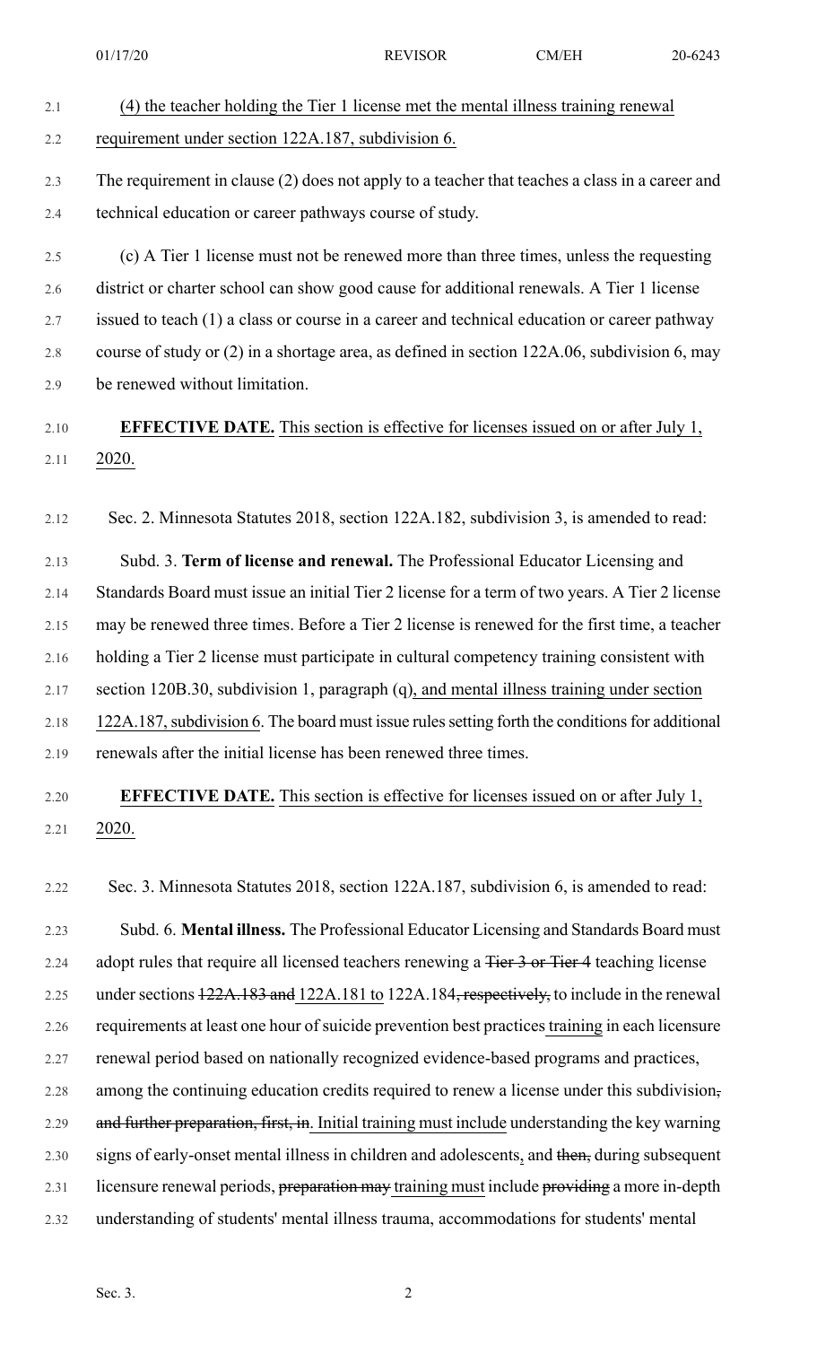(4) the teacher holding the Tier 1 license met the mental illness training renewal requirement under section 122A.187, subdivision 6.

The requirement in clause (2) does not apply to a teacher that teaches a class in a career and technical education or career pathways course of study.

(c) A Tier 1 license must not be renewed more than three times, unless the requesting district or charter school can show good cause for additional renewals. A Tier 1 license issued to teach (1) a class or course in a career and technical education or career pathway course of study or (2) in a shortage area, as defined in section 122A.06, subdivision 6, may be renewed without limitation.

**EFFECTIVE DATE.** This section is effective for licenses issued on or after July 1, 2020.

Sec. 2. Minnesota Statutes 2018, section 122A.182, subdivision 3, is amended to read:

Subd. 3. **Term of license and renewal.** The Professional Educator Licensing and Standards Board must issue an initial Tier 2 license for a term of two years. A Tier 2 license may be renewed three times. Before a Tier 2 license is renewed for the first time, a teacher holding a Tier 2 license must participate in cultural competency training consistent with section 120B.30, subdivision 1, paragraph (q), and mental illness training under section 122A.187, subdivision 6. The board must issue rules setting forth the conditions for additional renewals after the initial license has been renewed three times.

**EFFECTIVE DATE.** This section is effective for licenses issued on or after July 1, 2020.

Sec. 3. Minnesota Statutes 2018, section 122A.187, subdivision 6, is amended to read:

Subd. 6. **Mental illness.** The Professional Educator Licensing and Standards Board must adopt rules that require all licensed teachers renewing a ~~Tier 3 or Tier 4~~ teaching license under sections ~~122A.183 and~~ 122A.181 to 122A.184~~, respectively,~~ to include in the renewal requirements at least one hour of suicide prevention best practices training in each licensure renewal period based on nationally recognized evidence-based programs and practices, among the continuing education credits required to renew a license under this subdivision~~, and further preparation, first, in~~. Initial training must include understanding the key warning signs of early-onset mental illness in children and adolescents, and ~~then,~~ during subsequent licensure renewal periods, ~~preparation may~~ training must include ~~providing~~ a more in-depth understanding of students' mental illness trauma, accommodations for students' mental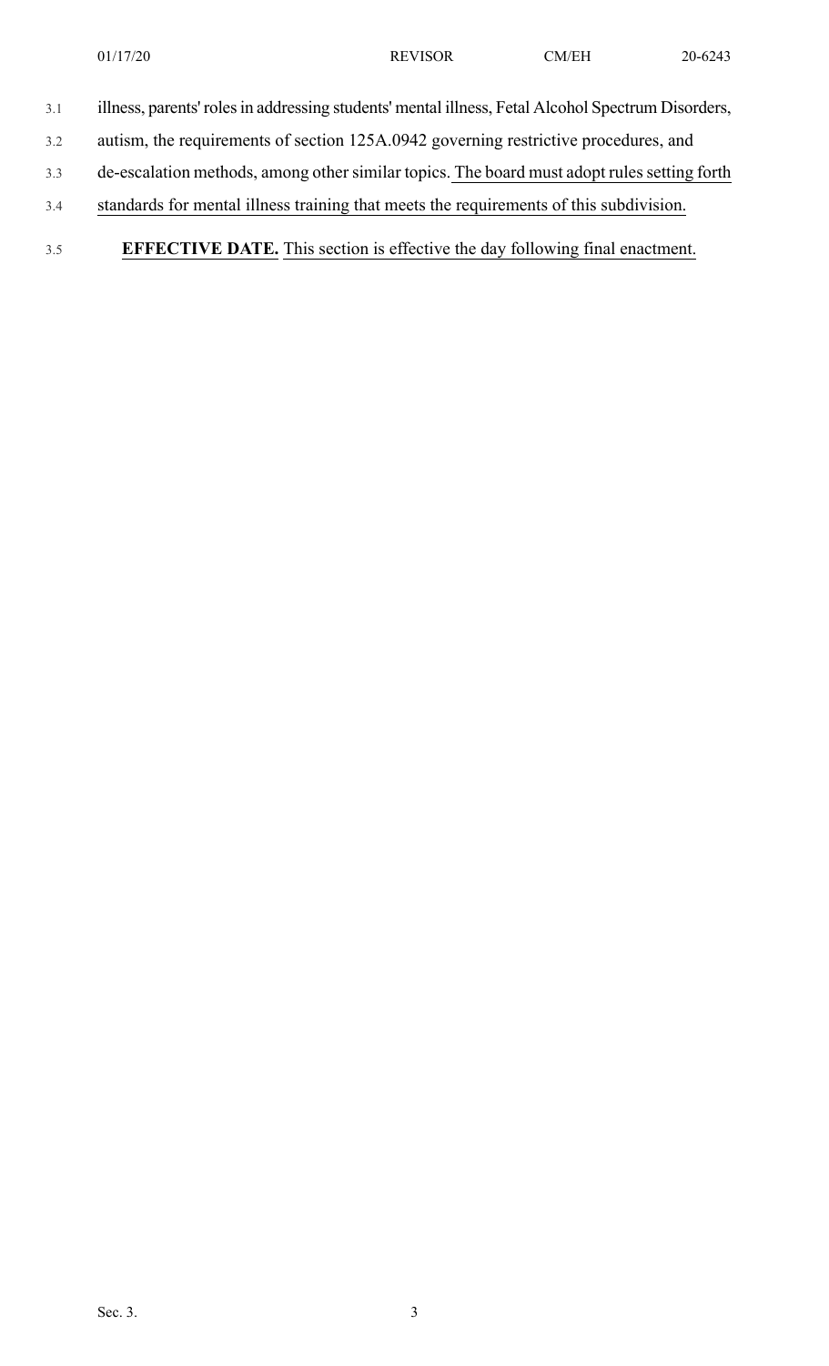illness, parents' roles in addressing students' mental illness, Fetal Alcohol Spectrum Disorders, autism, the requirements of section 125A.0942 governing restrictive procedures, and de-escalation methods, among other similar topics. The board must adopt rules setting forth standards for mental illness training that meets the requirements of this subdivision.

**EFFECTIVE DATE.** This section is effective the day following final enactment.